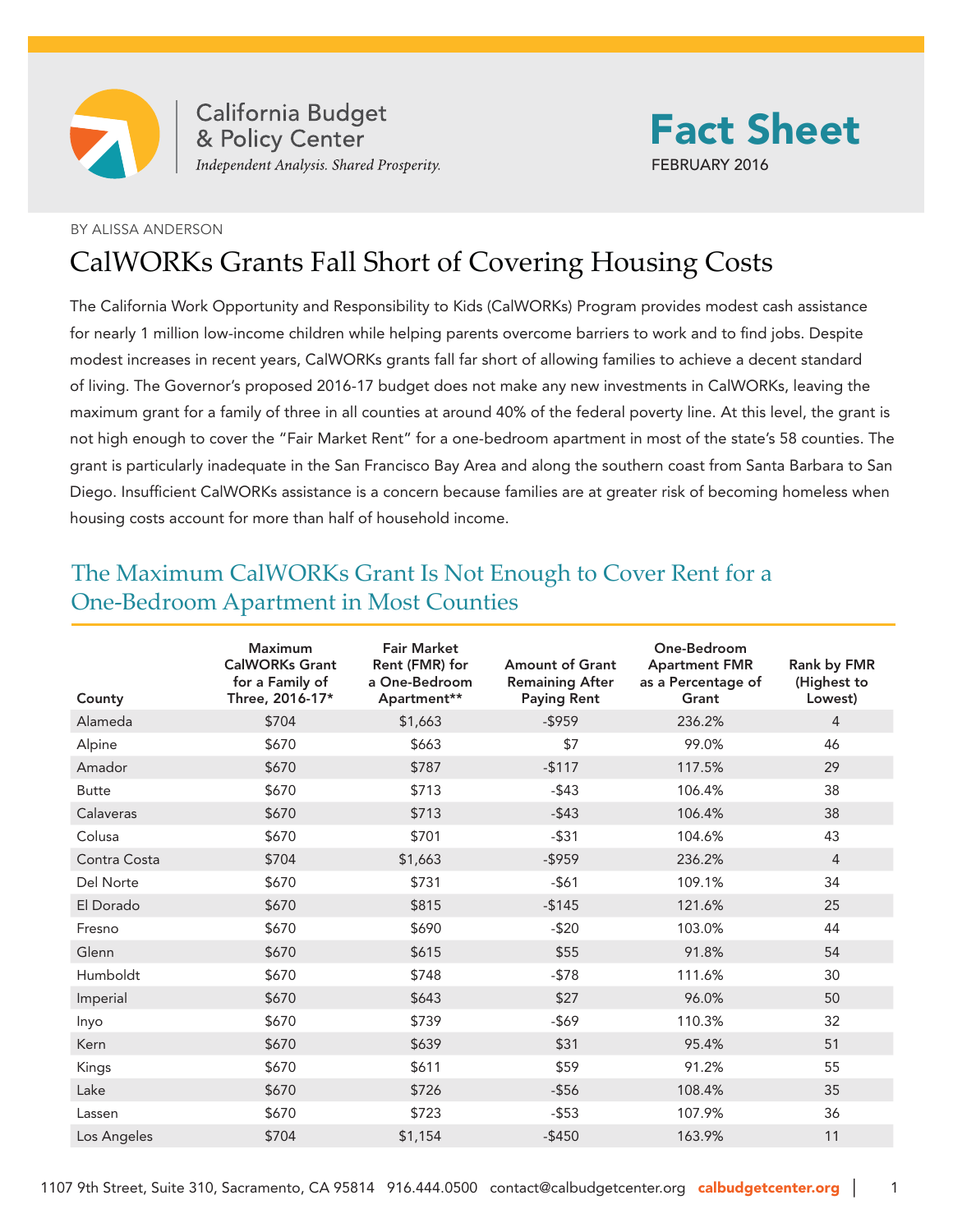California Budget & Policy Center

*Independent Analysis. Shared Prosperity.*

# Fact Sheet

FEBRUARY 2016

BY ALISSA ANDERSON

## CalWORKs Grants Fall Short of Covering Housing Costs

The California Work Opportunity and Responsibility to Kids (CalWORKs) Program provides modest cash assistance for nearly 1 million low-income children while helping parents overcome barriers to work and to find jobs. Despite modest increases in recent years, CalWORKs grants fall far short of allowing families to achieve a decent standard of living. The Governor's proposed 2016-17 budget does not make any new investments in CalWORKs, leaving the maximum grant for a family of three in all counties at around 40% of the federal poverty line. At this level, the grant is not high enough to cover the "Fair Market Rent" for a one-bedroom apartment in most of the state's 58 counties. The grant is particularly inadequate in the San Francisco Bay Area and along the southern coast from Santa Barbara to San Diego. Insufficient CalWORKs assistance is a concern because families are at greater risk of becoming homeless when housing costs account for more than half of household income.

### The Maximum CalWORKs Grant Is Not Enough to Cover Rent for a One-Bedroom Apartment in Most Counties

| County | Maximum CalWORKs Grant for a Family of Three, 2016-17* | Fair Market Rent (FMR) for a One-Bedroom Apartment** | Amount of Grant Remaining After Paying Rent | One-Bedroom Apartment FMR as a Percentage of Grant | Rank by FMR (Highest to Lowest) |
|---|---|---|---|---|---|
| Alameda | $704 | $1,663 | -$959 | 236.2% | 4 |
| Alpine | $670 | $663 | $7 | 99.0% | 46 |
| Amador | $670 | $787 | -$117 | 117.5% | 29 |
| Butte | $670 | $713 | -$43 | 106.4% | 38 |
| Calaveras | $670 | $713 | -$43 | 106.4% | 38 |
| Colusa | $670 | $701 | -$31 | 104.6% | 43 |
| Contra Costa | $704 | $1,663 | -$959 | 236.2% | 4 |
| Del Norte | $670 | $731 | -$61 | 109.1% | 34 |
| El Dorado | $670 | $815 | -$145 | 121.6% | 25 |
| Fresno | $670 | $690 | -$20 | 103.0% | 44 |
| Glenn | $670 | $615 | $55 | 91.8% | 54 |
| Humboldt | $670 | $748 | -$78 | 111.6% | 30 |
| Imperial | $670 | $643 | $27 | 96.0% | 50 |
| Inyo | $670 | $739 | -$69 | 110.3% | 32 |
| Kern | $670 | $639 | $31 | 95.4% | 51 |
| Kings | $670 | $611 | $59 | 91.2% | 55 |
| Lake | $670 | $726 | -$56 | 108.4% | 35 |
| Lassen | $670 | $723 | -$53 | 107.9% | 36 |
| Los Angeles | $704 | $1,154 | -$450 | 163.9% | 11 |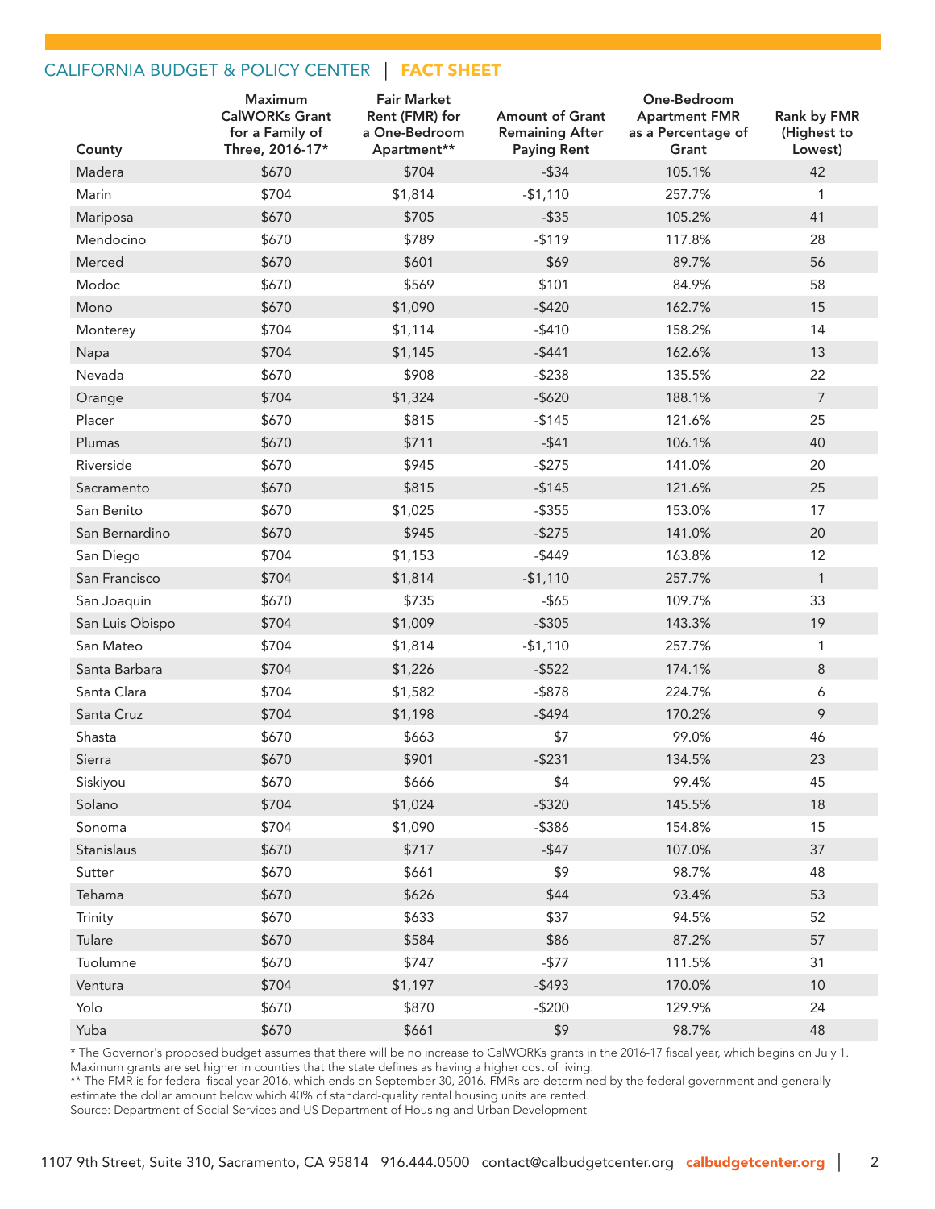| County | Maximum CalWORKs Grant for a Family of Three, 2016-17* | Fair Market Rent (FMR) for a One-Bedroom Apartment** | Amount of Grant Remaining After Paying Rent | One-Bedroom Apartment FMR as a Percentage of Grant | Rank by FMR (Highest to Lowest) |
|---|---|---|---|---|---|
| Madera | $670 | $704 | -$34 | 105.1% | 42 |
| Marin | $704 | $1,814 | -$1,110 | 257.7% | 1 |
| Mariposa | $670 | $705 | -$35 | 105.2% | 41 |
| Mendocino | $670 | $789 | -$119 | 117.8% | 28 |
| Merced | $670 | $601 | $69 | 89.7% | 56 |
| Modoc | $670 | $569 | $101 | 84.9% | 58 |
| Mono | $670 | $1,090 | -$420 | 162.7% | 15 |
| Monterey | $704 | $1,114 | -$410 | 158.2% | 14 |
| Napa | $704 | $1,145 | -$441 | 162.6% | 13 |
| Nevada | $670 | $908 | -$238 | 135.5% | 22 |
| Orange | $704 | $1,324 | -$620 | 188.1% | 7 |
| Placer | $670 | $815 | -$145 | 121.6% | 25 |
| Plumas | $670 | $711 | -$41 | 106.1% | 40 |
| Riverside | $670 | $945 | -$275 | 141.0% | 20 |
| Sacramento | $670 | $815 | -$145 | 121.6% | 25 |
| San Benito | $670 | $1,025 | -$355 | 153.0% | 17 |
| San Bernardino | $670 | $945 | -$275 | 141.0% | 20 |
| San Diego | $704 | $1,153 | -$449 | 163.8% | 12 |
| San Francisco | $704 | $1,814 | -$1,110 | 257.7% | 1 |
| San Joaquin | $670 | $735 | -$65 | 109.7% | 33 |
| San Luis Obispo | $704 | $1,009 | -$305 | 143.3% | 19 |
| San Mateo | $704 | $1,814 | -$1,110 | 257.7% | 1 |
| Santa Barbara | $704 | $1,226 | -$522 | 174.1% | 8 |
| Santa Clara | $704 | $1,582 | -$878 | 224.7% | 6 |
| Santa Cruz | $704 | $1,198 | -$494 | 170.2% | 9 |
| Shasta | $670 | $663 | $7 | 99.0% | 46 |
| Sierra | $670 | $901 | -$231 | 134.5% | 23 |
| Siskiyou | $670 | $666 | $4 | 99.4% | 45 |
| Solano | $704 | $1,024 | -$320 | 145.5% | 18 |
| Sonoma | $704 | $1,090 | -$386 | 154.8% | 15 |
| Stanislaus | $670 | $717 | -$47 | 107.0% | 37 |
| Sutter | $670 | $661 | $9 | 98.7% | 48 |
| Tehama | $670 | $626 | $44 | 93.4% | 53 |
| Trinity | $670 | $633 | $37 | 94.5% | 52 |
| Tulare | $670 | $584 | $86 | 87.2% | 57 |
| Tuolumne | $670 | $747 | -$77 | 111.5% | 31 |
| Ventura | $704 | $1,197 | -$493 | 170.0% | 10 |
| Yolo | $670 | $870 | -$200 | 129.9% | 24 |
| Yuba | $670 | $661 | $9 | 98.7% | 48 |

* The Governor's proposed budget assumes that there will be no increase to CalWORKs grants in the 2016-17 fiscal year, which begins on July 1. Maximum grants are set higher in counties that the state defines as having a higher cost of living.

** The FMR is for federal fiscal year 2016, which ends on September 30, 2016. FMRs are determined by the federal government and generally estimate the dollar amount below which 40% of standard-quality rental housing units are rented.

Source: Department of Social Services and US Department of Housing and Urban Development